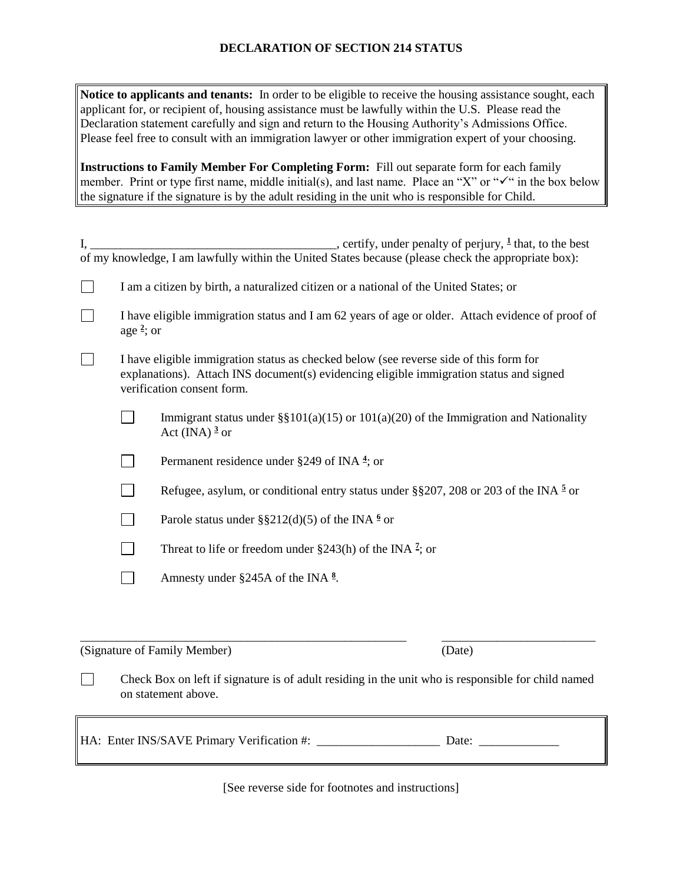# DECLARATION OF SECTION 214 STATUS

**Notice to applicants and tenants:** In order to be eligible to receive the housing assistance sought, each applicant for, or recipient of, housing assistance must be lawfully within the U.S. Please read the Declaration statement carefully and sign and return to the Housing Authority's Admissions Office. Please feel free to consult with an immigration lawyer or other immigration expert of your choosing.

**Instructions to Family Member For Completing Form:** Fill out separate form for each family member. Print or type first name, middle initial(s), and last name. Place an "X" or "✓" in the box below the signature if the signature is by the adult residing in the unit who is responsible for Child.

I, ________________________________________, certify, under penalty of perjury, [1] that, to the best of my knowledge, I am lawfully within the United States because (please check the appropriate box):

☐ I am a citizen by birth, a naturalized citizen or a national of the United States; or

☐ I have eligible immigration status and I am 62 years of age or older. Attach evidence of proof of age [2]; or

☐ I have eligible immigration status as checked below (see reverse side of this form for explanations). Attach INS document(s) evidencing eligible immigration status and signed verification consent form.

- ☐ Immigrant status under §§101(a)(15) or 101(a)(20) of the Immigration and Nationality Act (INA) [3] or
- ☐ Permanent residence under §249 of INA [4]; or
- ☐ Refugee, asylum, or conditional entry status under §§207, 208 or 203 of the INA [5] or
- ☐ Parole status under §§212(d)(5) of the INA [6] or
- ☐ Threat to life or freedom under §243(h) of the INA [7]; or
- ☐ Amnesty under §245A of the INA [8].

_______________________________________________________ _________________________

(Signature of Family Member) (Date)

☐ Check Box on left if signature is of adult residing in the unit who is responsible for child named on statement above.

HA: Enter INS/SAVE Primary Verification #: ____________________ Date: _____________

[See reverse side for footnotes and instructions]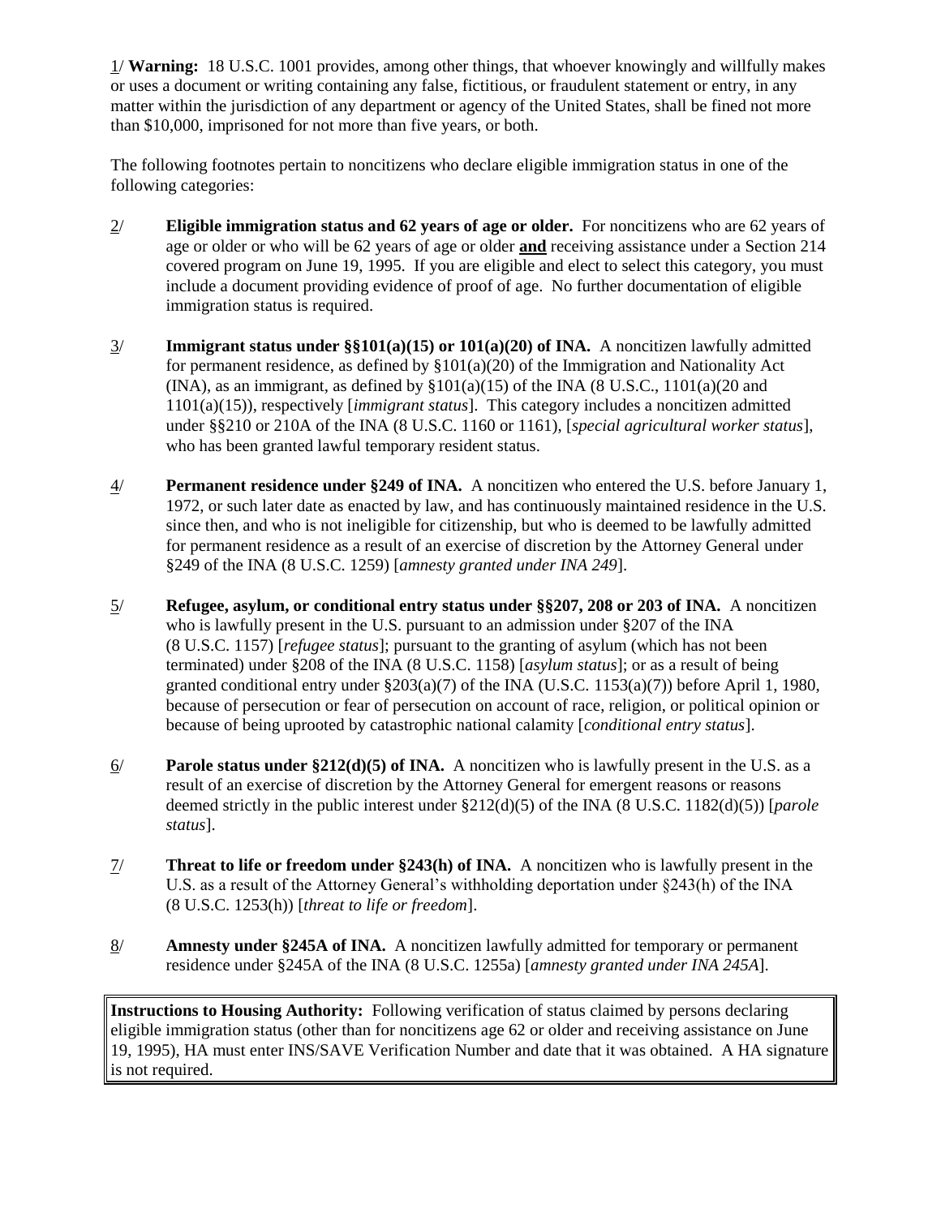1/ **Warning:** 18 U.S.C. 1001 provides, among other things, that whoever knowingly and willfully makes or uses a document or writing containing any false, fictitious, or fraudulent statement or entry, in any matter within the jurisdiction of any department or agency of the United States, shall be fined not more than $10,000, imprisoned for not more than five years, or both.

The following footnotes pertain to noncitizens who declare eligible immigration status in one of the following categories:

2/ **Eligible immigration status and 62 years of age or older.** For noncitizens who are 62 years of age or older or who will be 62 years of age or older **and** receiving assistance under a Section 214 covered program on June 19, 1995. If you are eligible and elect to select this category, you must include a document providing evidence of proof of age. No further documentation of eligible immigration status is required.

3/ **Immigrant status under §§101(a)(15) or 101(a)(20) of INA.** A noncitizen lawfully admitted for permanent residence, as defined by §101(a)(20) of the Immigration and Nationality Act (INA), as an immigrant, as defined by §101(a)(15) of the INA (8 U.S.C., 1101(a)(20 and 1101(a)(15)), respectively [*immigrant status*]. This category includes a noncitizen admitted under §§210 or 210A of the INA (8 U.S.C. 1160 or 1161), [*special agricultural worker status*], who has been granted lawful temporary resident status.

4/ **Permanent residence under §249 of INA.** A noncitizen who entered the U.S. before January 1, 1972, or such later date as enacted by law, and has continuously maintained residence in the U.S. since then, and who is not ineligible for citizenship, but who is deemed to be lawfully admitted for permanent residence as a result of an exercise of discretion by the Attorney General under §249 of the INA (8 U.S.C. 1259) [*amnesty granted under INA 249*].

5/ **Refugee, asylum, or conditional entry status under §§207, 208 or 203 of INA.** A noncitizen who is lawfully present in the U.S. pursuant to an admission under §207 of the INA (8 U.S.C. 1157) [*refugee status*]; pursuant to the granting of asylum (which has not been terminated) under §208 of the INA (8 U.S.C. 1158) [*asylum status*]; or as a result of being granted conditional entry under §203(a)(7) of the INA (U.S.C. 1153(a)(7)) before April 1, 1980, because of persecution or fear of persecution on account of race, religion, or political opinion or because of being uprooted by catastrophic national calamity [*conditional entry status*].

6/ **Parole status under §212(d)(5) of INA.** A noncitizen who is lawfully present in the U.S. as a result of an exercise of discretion by the Attorney General for emergent reasons or reasons deemed strictly in the public interest under §212(d)(5) of the INA (8 U.S.C. 1182(d)(5)) [*parole status*].

7/ **Threat to life or freedom under §243(h) of INA.** A noncitizen who is lawfully present in the U.S. as a result of the Attorney General's withholding deportation under §243(h) of the INA (8 U.S.C. 1253(h)) [*threat to life or freedom*].

8/ **Amnesty under §245A of INA.** A noncitizen lawfully admitted for temporary or permanent residence under §245A of the INA (8 U.S.C. 1255a) [*amnesty granted under INA 245A*].

**Instructions to Housing Authority:** Following verification of status claimed by persons declaring eligible immigration status (other than for noncitizens age 62 or older and receiving assistance on June 19, 1995), HA must enter INS/SAVE Verification Number and date that it was obtained. A HA signature is not required.